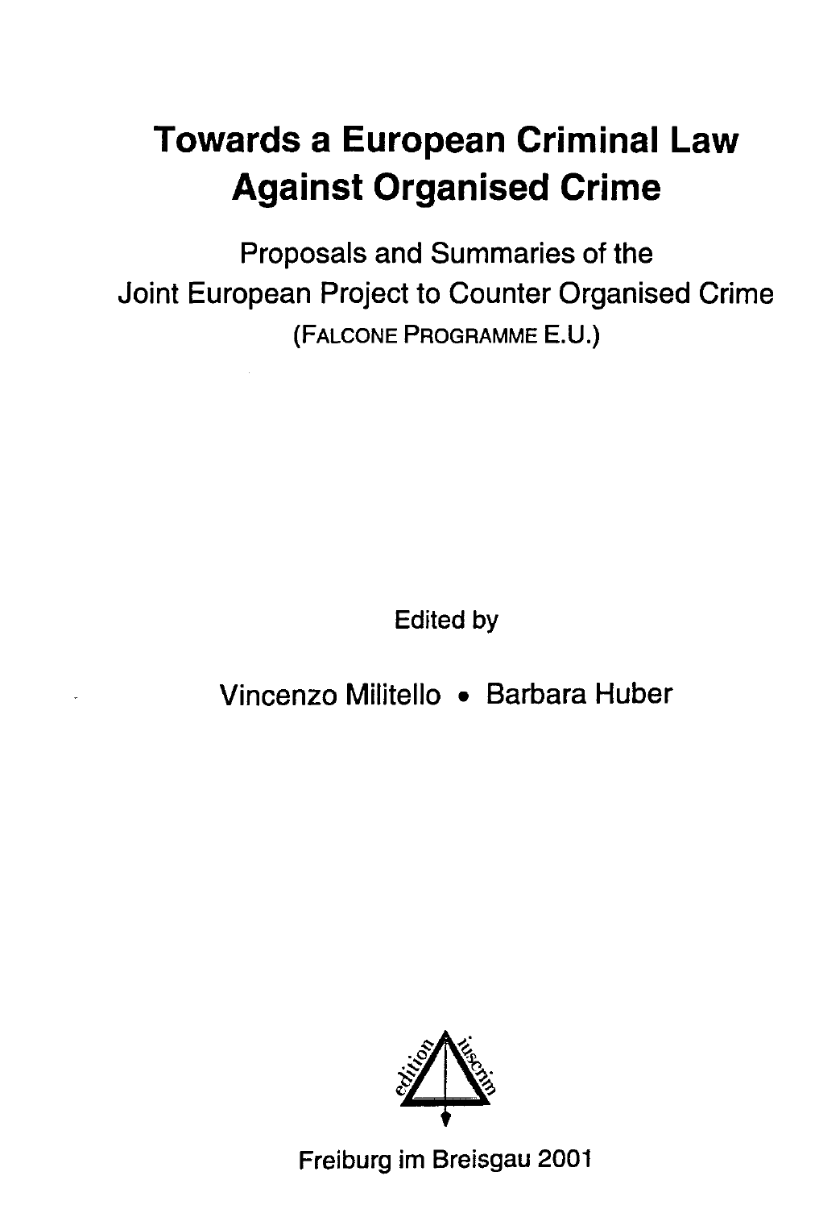# Towards a European Criminal Law Against Organised Crime

Proposals and Summaries of the
Joint European Project to Counter Organised Crime
(FALCONE PROGRAMME E.U.)

Edited by

Vincenzo Militello • Barbara Huber

edition iuscrim

Freiburg im Breisgau 2001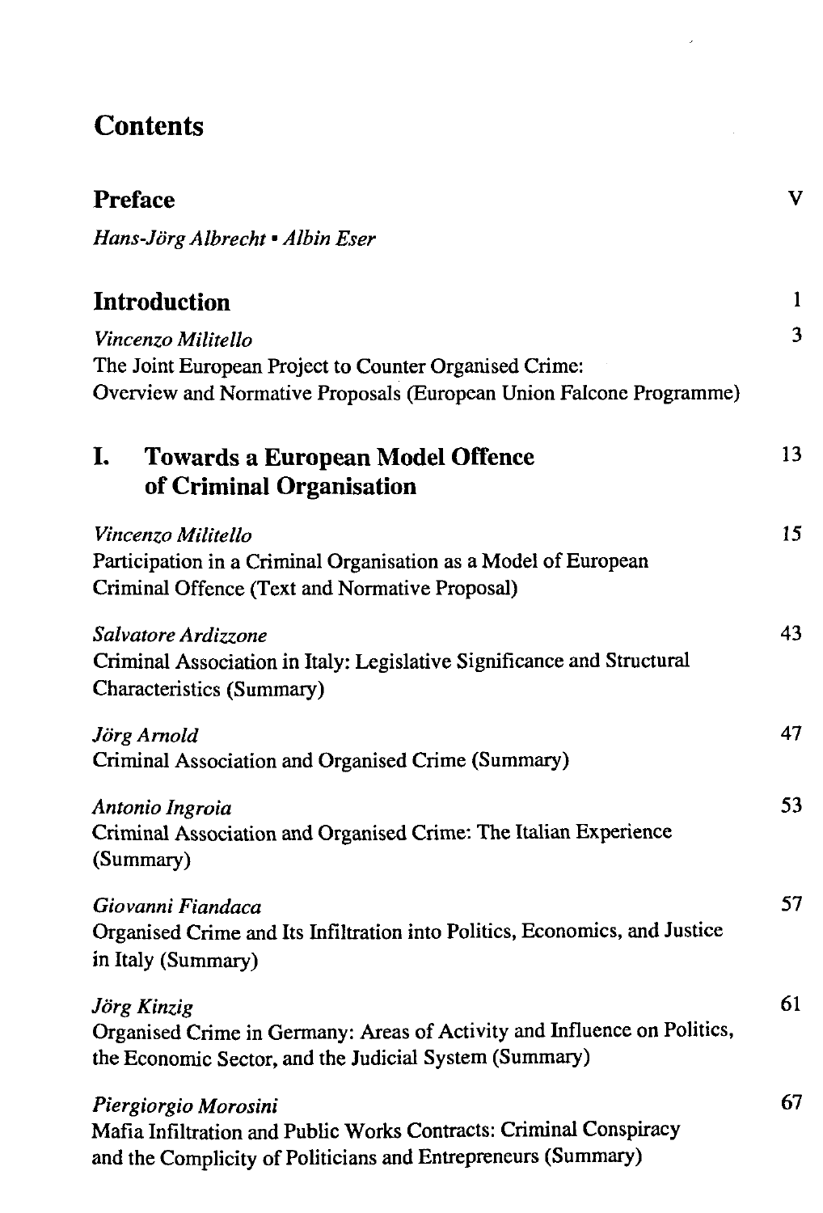# Contents

## Preface — V

*Hans-Jörg Albrecht • Albin Eser*

## Introduction — 1

*Vincenzo Militello* — 3
The Joint European Project to Counter Organised Crime:
Overview and Normative Proposals (European Union Falcone Programme)

## I. Towards a European Model Offence of Criminal Organisation — 13

*Vincenzo Militello* — 15
Participation in a Criminal Organisation as a Model of European Criminal Offence (Text and Normative Proposal)

*Salvatore Ardizzone* — 43
Criminal Association in Italy: Legislative Significance and Structural Characteristics (Summary)

*Jörg Arnold* — 47
Criminal Association and Organised Crime (Summary)

*Antonio Ingroia* — 53
Criminal Association and Organised Crime: The Italian Experience (Summary)

*Giovanni Fiandaca* — 57
Organised Crime and Its Infiltration into Politics, Economics, and Justice in Italy (Summary)

*Jörg Kinzig* — 61
Organised Crime in Germany: Areas of Activity and Influence on Politics, the Economic Sector, and the Judicial System (Summary)

*Piergiorgio Morosini* — 67
Mafia Infiltration and Public Works Contracts: Criminal Conspiracy and the Complicity of Politicians and Entrepreneurs (Summary)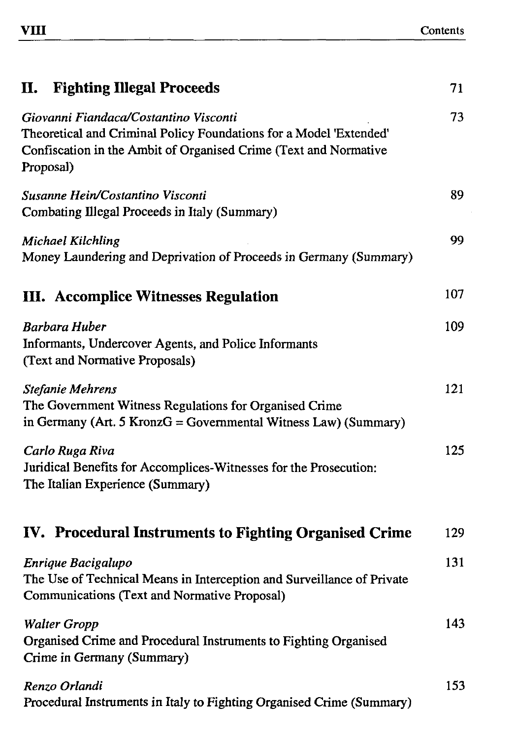## II. Fighting Illegal Proceeds 71

*Giovanni Fiandaca/Costantino Visconti* 73
Theoretical and Criminal Policy Foundations for a Model 'Extended' Confiscation in the Ambit of Organised Crime (Text and Normative Proposal)

*Susanne Hein/Costantino Visconti* 89
Combating Illegal Proceeds in Italy (Summary)

*Michael Kilchling* 99
Money Laundering and Deprivation of Proceeds in Germany (Summary)

## III. Accomplice Witnesses Regulation 107

*Barbara Huber* 109
Informants, Undercover Agents, and Police Informants (Text and Normative Proposals)

*Stefanie Mehrens* 121
The Government Witness Regulations for Organised Crime in Germany (Art. 5 KronzG = Governmental Witness Law) (Summary)

*Carlo Ruga Riva* 125
Juridical Benefits for Accomplices-Witnesses for the Prosecution: The Italian Experience (Summary)

## IV. Procedural Instruments to Fighting Organised Crime 129

*Enrique Bacigalupo* 131
The Use of Technical Means in Interception and Surveillance of Private Communications (Text and Normative Proposal)

*Walter Gropp* 143
Organised Crime and Procedural Instruments to Fighting Organised Crime in Germany (Summary)

*Renzo Orlandi* 153
Procedural Instruments in Italy to Fighting Organised Crime (Summary)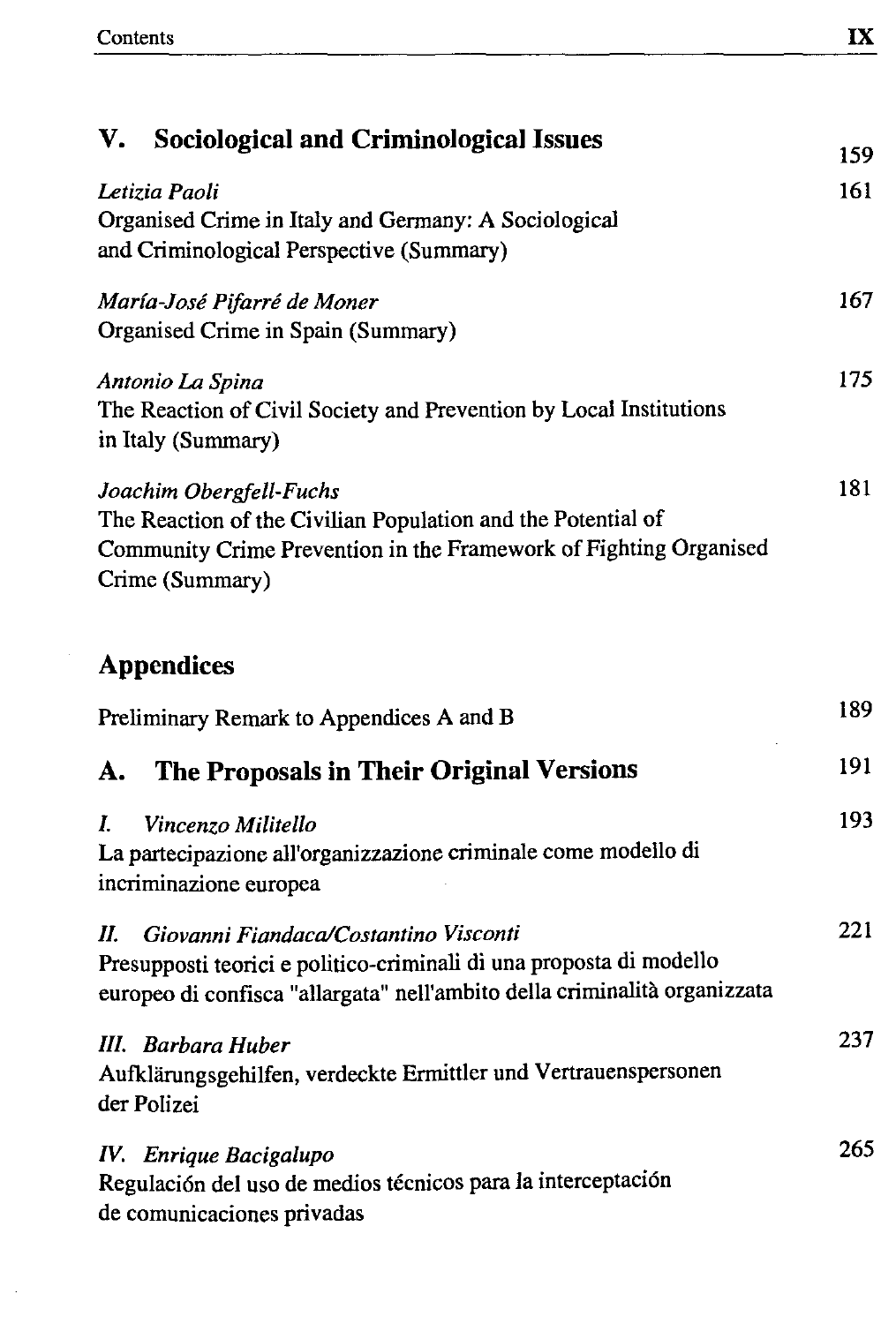## V. Sociological and Criminological Issues 159

*Letizia Paoli* 161
Organised Crime in Italy and Germany: A Sociological and Criminological Perspective (Summary)

*María-José Pifarré de Moner* 167
Organised Crime in Spain (Summary)

*Antonio La Spina* 175
The Reaction of Civil Society and Prevention by Local Institutions in Italy (Summary)

*Joachim Obergfell-Fuchs* 181
The Reaction of the Civilian Population and the Potential of Community Crime Prevention in the Framework of Fighting Organised Crime (Summary)

## Appendices

Preliminary Remark to Appendices A and B 189

## A. The Proposals in Their Original Versions 191

*I. Vincenzo Militello* 193
La partecipazione all'organizzazione criminale come modello di incriminazione europea

*II. Giovanni Fiandaca/Costantino Visconti* 221
Presupposti teorici e politico-criminali di una proposta di modello europeo di confisca "allargata" nell'ambito della criminalità organizzata

*III. Barbara Huber* 237
Aufklärungsgehilfen, verdeckte Ermittler und Vertrauenspersonen der Polizei

*IV. Enrique Bacigalupo* 265
Regulación del uso de medios técnicos para la interceptación de comunicaciones privadas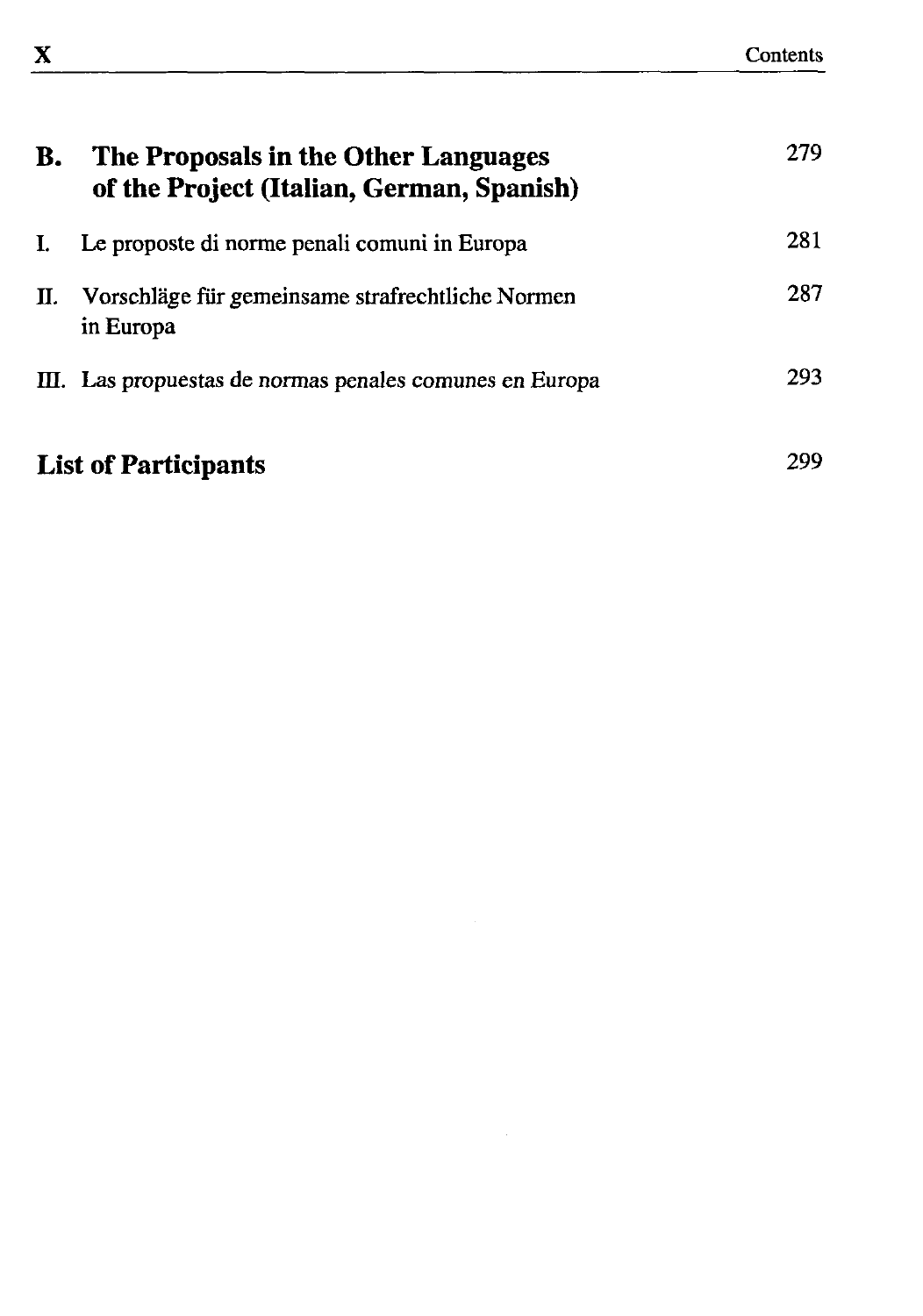## B. The Proposals in the Other Languages of the Project (Italian, German, Spanish) 279

I. Le proposte di norme penali comuni in Europa 281

II. Vorschläge für gemeinsame strafrechtliche Normen in Europa 287

III. Las propuestas de normas penales comunes en Europa 293

## List of Participants 299